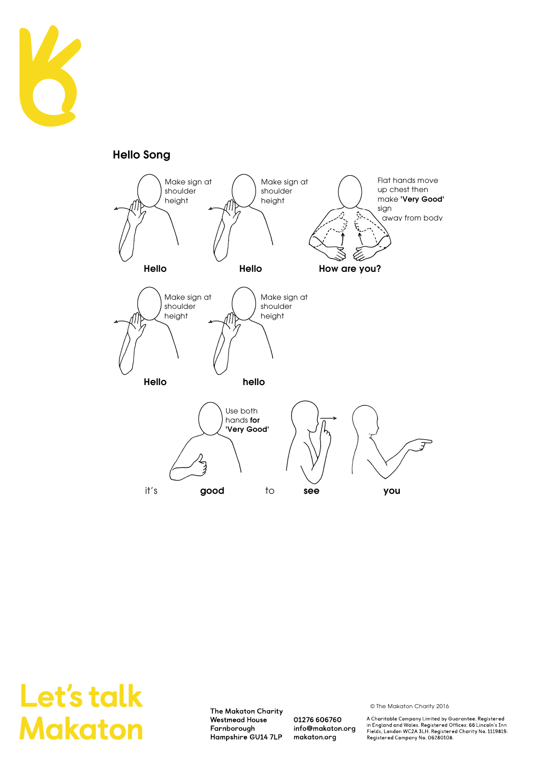## Hello Song

Make sign at shoulder height

**Hello**

Make sign at shoulder height

**Hello**

Flat hands move up chest then make **'Very Good'** sign away from body

**How are you?**

Make sign at shoulder height

**Hello**

Make sign at shoulder height

**hello**

Use both hands **for 'Very Good'**

it's **good** to **see** **you**

# Let's talk Makaton

**The Makaton Charity**
**Westmead House**
**Farnborough**
**Hampshire GU14 7LP**

**01276 606760**
**info@makaton.org**
**makaton.org**

© The Makaton Charity 2016

A Charitable Company Limited by Guarantee. Registered in England and Wales. Registered Offices: 66 Lincoln's Inn Fields, London WC2A 3LH. Registered Charity No. 1119819. Registered Company No. 06280108.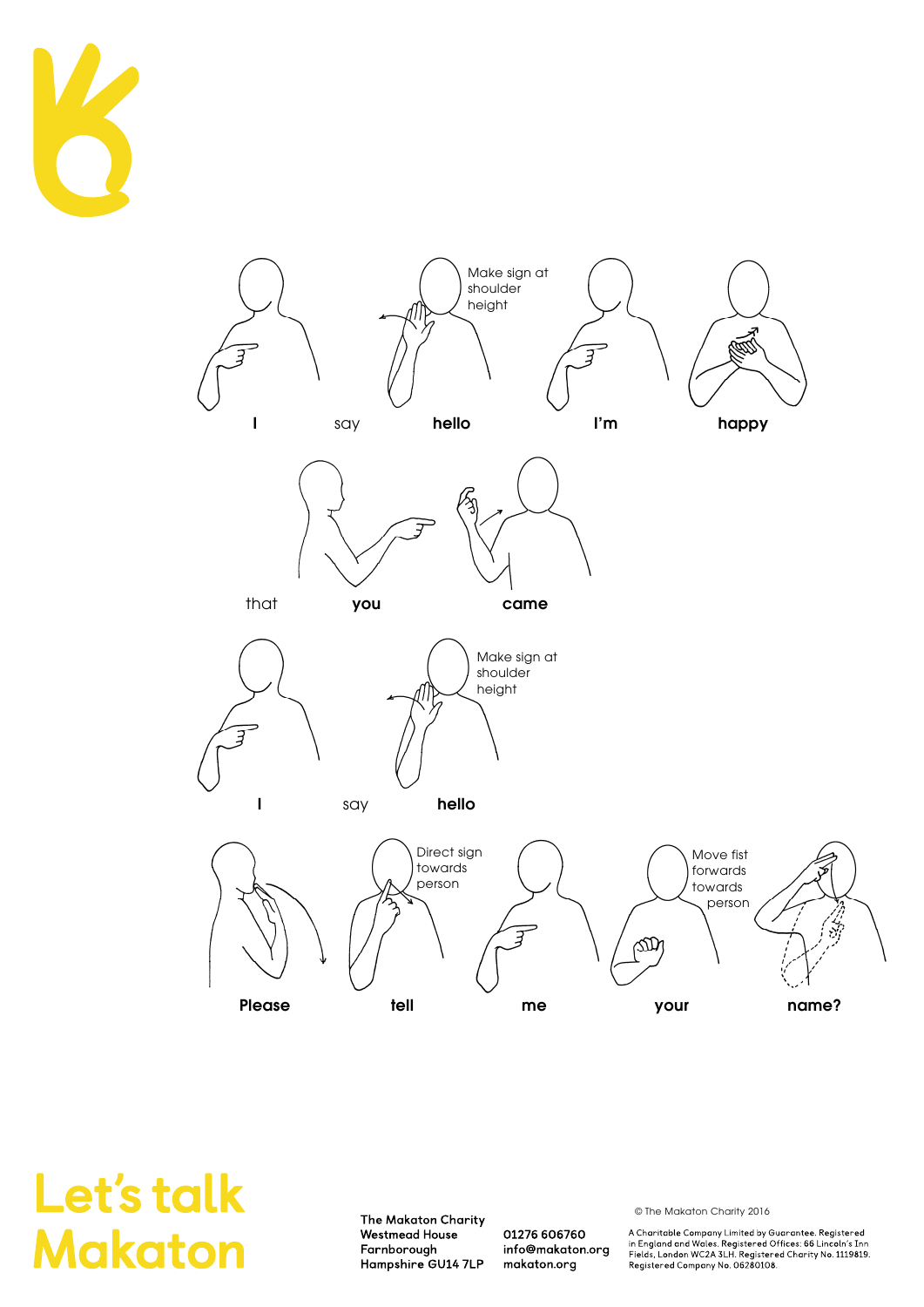I say **hello** **I'm** **happy**

Make sign at shoulder height

that **you** **came**

**I** say **hello**

Make sign at shoulder height

**Please** **tell** **me** **your** **name?**

Direct sign towards person

Move fist forwards towards person

Let's talk Makaton

The Makaton Charity
Westmead House
Farnborough
Hampshire GU14 7LP

01276 606760
info@makaton.org
makaton.org

© The Makaton Charity 2016

A Charitable Company Limited by Guarantee. Registered in England and Wales. Registered Offices: 66 Lincoln's Inn Fields, London WC2A 3LH. Registered Charity No. 1119819. Registered Company No. 06280108.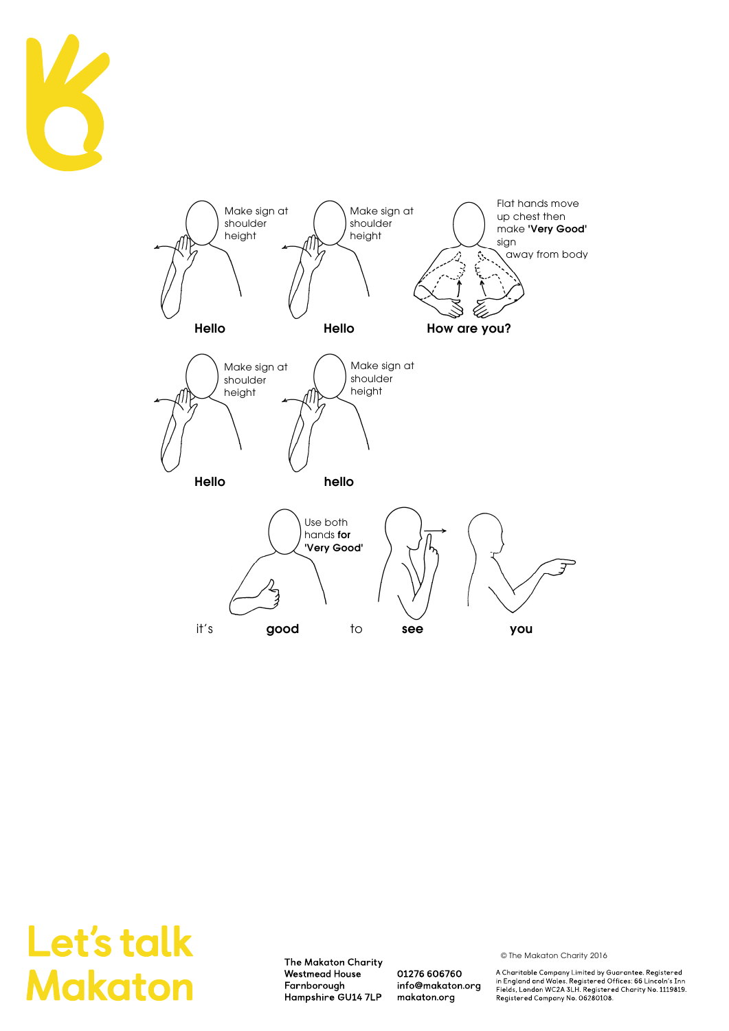Make sign at shoulder height

**Hello**

Make sign at shoulder height

**Hello**

Flat hands move up chest then make **'Very Good'** sign away from body

**How are you?**

Make sign at shoulder height

**Hello**

Make sign at shoulder height

**hello**

Use both hands **for** 'Very Good'

it's **good** to **see** **you**

Let's talk Makaton

The Makaton Charity
Westmead House
Farnborough
Hampshire GU14 7LP

01276 606760
info@makaton.org
makaton.org

© The Makaton Charity 2016

A Charitable Company Limited by Guarantee. Registered in England and Wales. Registered Offices: 66 Lincoln's Inn Fields, London WC2A 3LH. Registered Charity No. 1119819. Registered Company No. 06280108.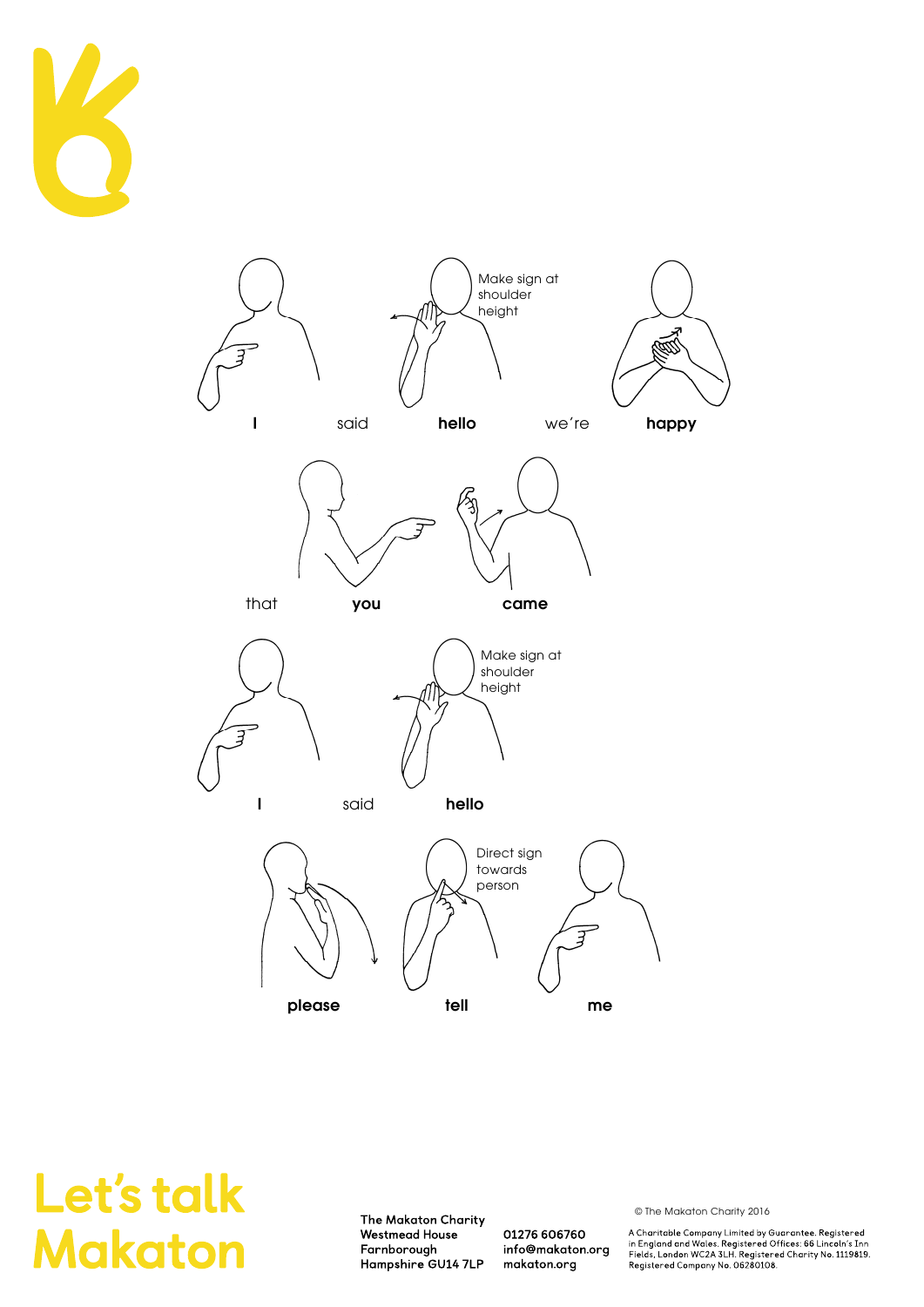Make sign at shoulder height

**I** said **hello** we're **happy**

that **you** **came**

Make sign at shoulder height

**I** said **hello**

Direct sign towards person

**please** **tell** **me**

Let's talk Makaton

The Makaton Charity
Westmead House
Farnborough
Hampshire GU14 7LP

01276 606760
info@makaton.org
makaton.org

© The Makaton Charity 2016

A Charitable Company Limited by Guarantee. Registered in England and Wales. Registered Offices: 66 Lincoln's Inn Fields, London WC2A 3LH. Registered Charity No. 1119819. Registered Company No. 06280108.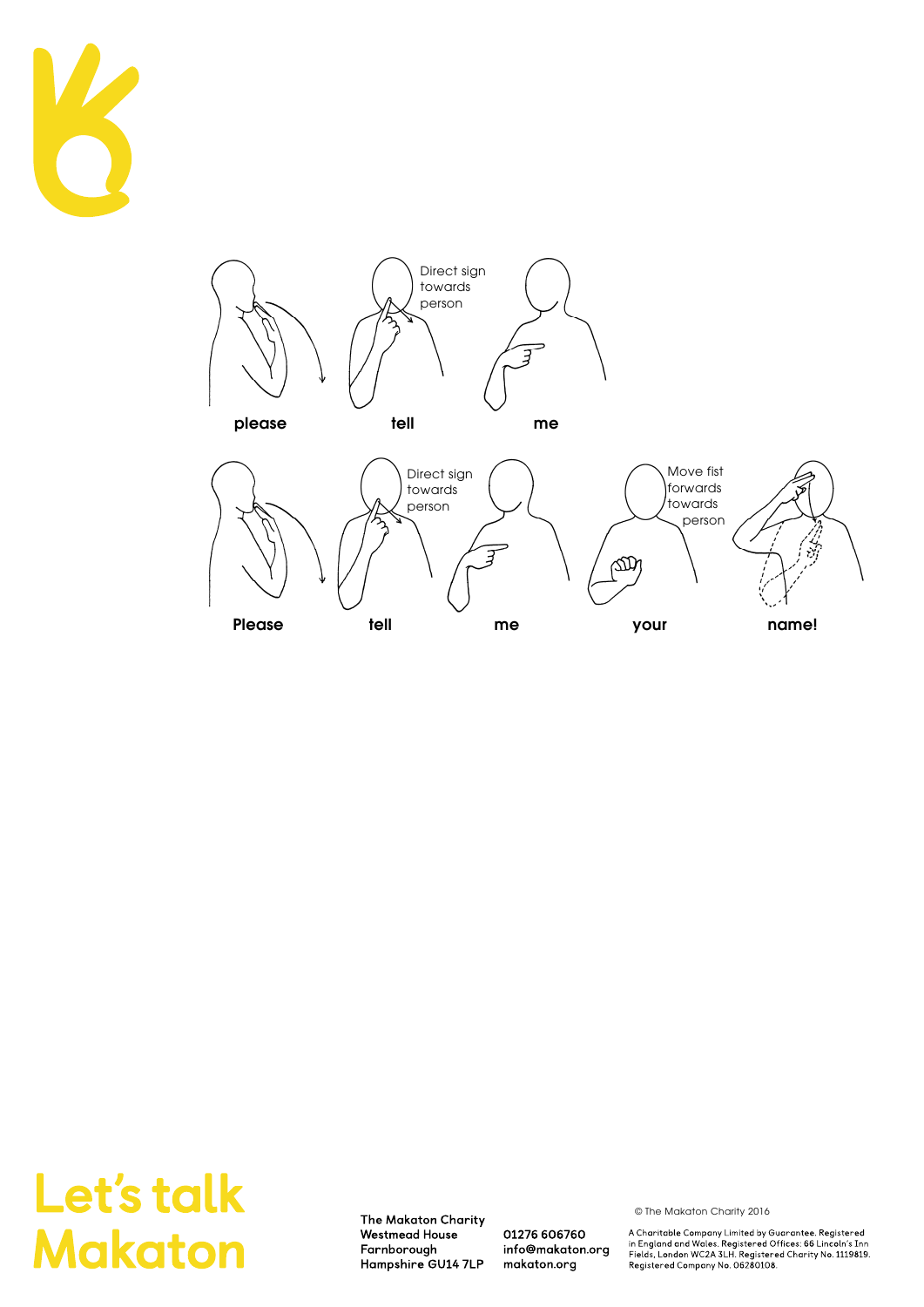Direct sign towards person

please tell me

Direct sign towards person

Move fist forwards towards person

Please tell me your name!

The Makaton Charity
Westmead House
Farnborough
Hampshire GU14 7LP

01276 606760
info@makaton.org
makaton.org

© The Makaton Charity 2016

A Charitable Company Limited by Guarantee. Registered in England and Wales. Registered Offices: 66 Lincoln's Inn Fields, London WC2A 3LH. Registered Charity No. 1119819. Registered Company No. 06280108.

Let's talk Makaton